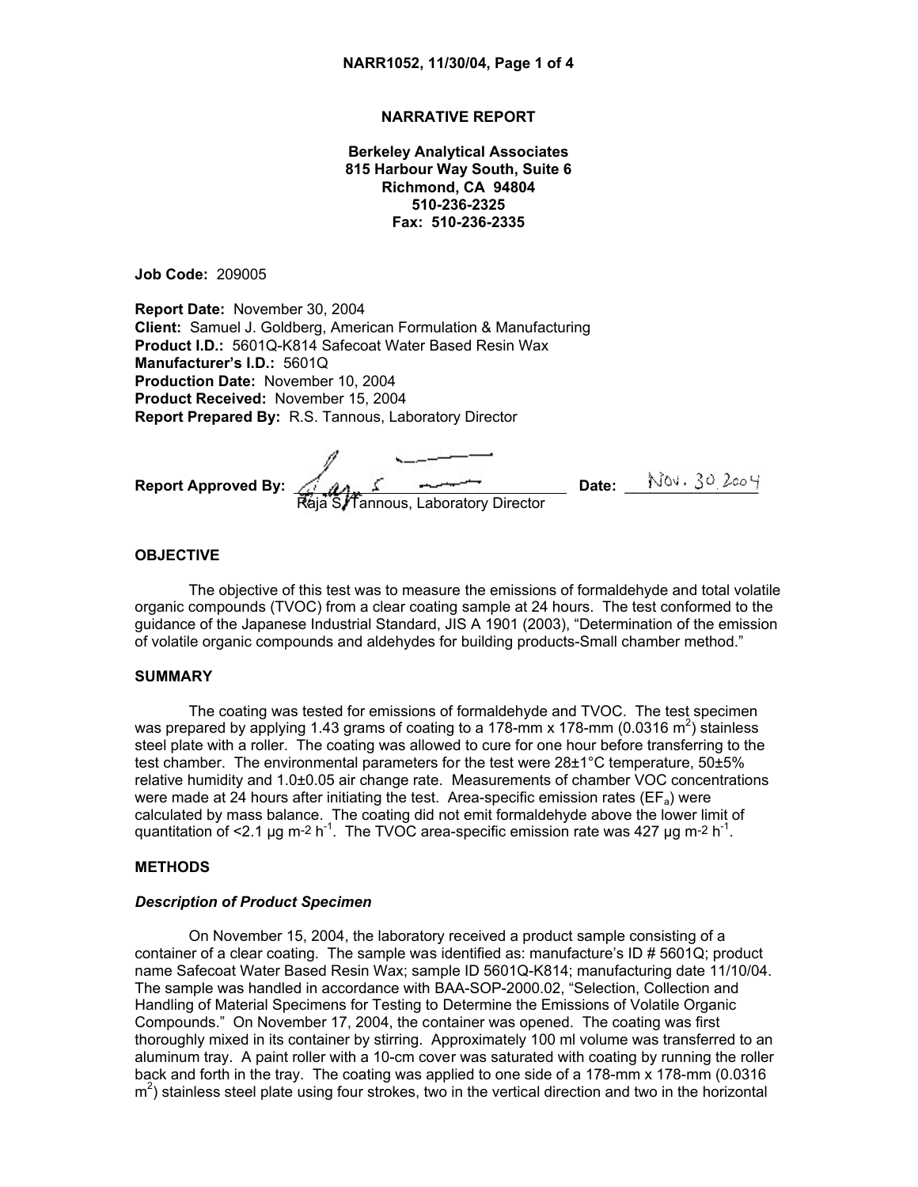# NARRATIVE REPORT

**Berkeley Analytical Associates**
**815 Harbour Way South, Suite 6**
**Richmond, CA 94804**
**510-236-2325**
**Fax: 510-236-2335**

**Job Code:** 209005

**Report Date:** November 30, 2004
**Client:** Samuel J. Goldberg, American Formulation & Manufacturing
**Product I.D.:** 5601Q-K814 Safecoat Water Based Resin Wax
**Manufacturer's I.D.:** 5601Q
**Production Date:** November 10, 2004
**Product Received:** November 15, 2004
**Report Prepared By:** R.S. Tannous, Laboratory Director

**Report Approved By:** ______________________ **Date:** Nov. 30, 2004
Raja S. Tannous, Laboratory Director

## OBJECTIVE

The objective of this test was to measure the emissions of formaldehyde and total volatile organic compounds (TVOC) from a clear coating sample at 24 hours. The test conformed to the guidance of the Japanese Industrial Standard, JIS A 1901 (2003), "Determination of the emission of volatile organic compounds and aldehydes for building products-Small chamber method."

## SUMMARY

The coating was tested for emissions of formaldehyde and TVOC. The test specimen was prepared by applying 1.43 grams of coating to a 178-mm x 178-mm (0.0316 $m^2$) stainless steel plate with a roller. The coating was allowed to cure for one hour before transferring to the test chamber. The environmental parameters for the test were 28±1°C temperature, 50±5% relative humidity and 1.0±0.05 air change rate. Measurements of chamber VOC concentrations were made at 24 hours after initiating the test. Area-specific emission rates ($EF_a$) were calculated by mass balance. The coating did not emit formaldehyde above the lower limit of quantitation of <2.1 µg $m^{-2}$ $h^{-1}$. The TVOC area-specific emission rate was 427 µg $m^{-2}$ $h^{-1}$.

## METHODS

### *Description of Product Specimen*

On November 15, 2004, the laboratory received a product sample consisting of a container of a clear coating. The sample was identified as: manufacture's ID # 5601Q; product name Safecoat Water Based Resin Wax; sample ID 5601Q-K814; manufacturing date 11/10/04. The sample was handled in accordance with BAA-SOP-2000.02, "Selection, Collection and Handling of Material Specimens for Testing to Determine the Emissions of Volatile Organic Compounds." On November 17, 2004, the container was opened. The coating was first thoroughly mixed in its container by stirring. Approximately 100 ml volume was transferred to an aluminum tray. A paint roller with a 10-cm cover was saturated with coating by running the roller back and forth in the tray. The coating was applied to one side of a 178-mm x 178-mm (0.0316 $m^2$) stainless steel plate using four strokes, two in the vertical direction and two in the horizontal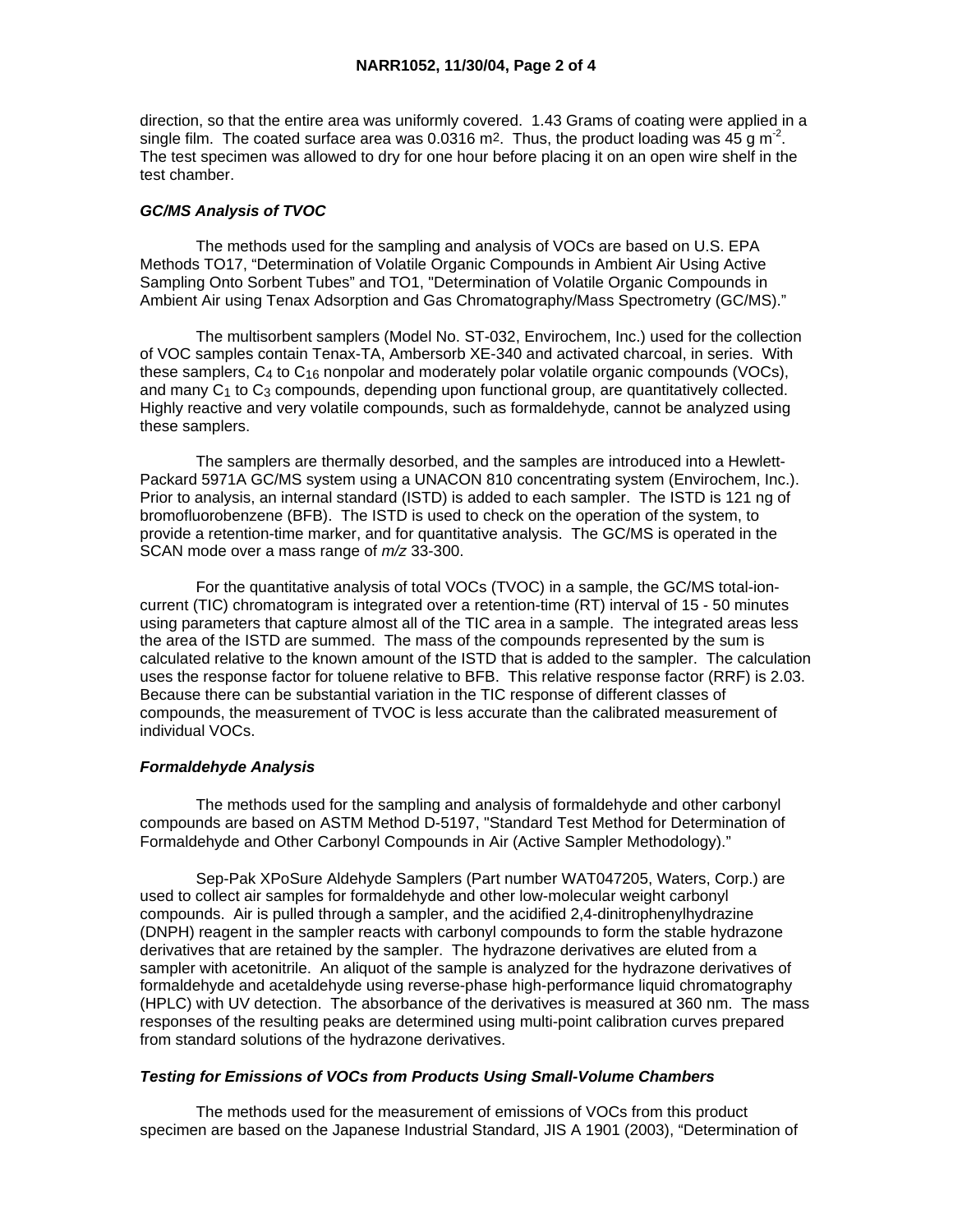direction, so that the entire area was uniformly covered. 1.43 Grams of coating were applied in a single film. The coated surface area was 0.0316 $m^2$. Thus, the product loading was 45 g $m^{-2}$. The test specimen was allowed to dry for one hour before placing it on an open wire shelf in the test chamber.

### *GC/MS Analysis of TVOC*

The methods used for the sampling and analysis of VOCs are based on U.S. EPA Methods TO17, "Determination of Volatile Organic Compounds in Ambient Air Using Active Sampling Onto Sorbent Tubes" and TO1, "Determination of Volatile Organic Compounds in Ambient Air using Tenax Adsorption and Gas Chromatography/Mass Spectrometry (GC/MS)."

The multisorbent samplers (Model No. ST-032, Envirochem, Inc.) used for the collection of VOC samples contain Tenax-TA, Ambersorb XE-340 and activated charcoal, in series. With these samplers, $C_4$ to $C_{16}$ nonpolar and moderately polar volatile organic compounds (VOCs), and many $C_1$ to $C_3$ compounds, depending upon functional group, are quantitatively collected. Highly reactive and very volatile compounds, such as formaldehyde, cannot be analyzed using these samplers.

The samplers are thermally desorbed, and the samples are introduced into a Hewlett-Packard 5971A GC/MS system using a UNACON 810 concentrating system (Envirochem, Inc.). Prior to analysis, an internal standard (ISTD) is added to each sampler. The ISTD is 121 ng of bromofluorobenzene (BFB). The ISTD is used to check on the operation of the system, to provide a retention-time marker, and for quantitative analysis. The GC/MS is operated in the SCAN mode over a mass range of $m/z$ 33-300.

For the quantitative analysis of total VOCs (TVOC) in a sample, the GC/MS total-ion-current (TIC) chromatogram is integrated over a retention-time (RT) interval of 15 - 50 minutes using parameters that capture almost all of the TIC area in a sample. The integrated areas less the area of the ISTD are summed. The mass of the compounds represented by the sum is calculated relative to the known amount of the ISTD that is added to the sampler. The calculation uses the response factor for toluene relative to BFB. This relative response factor (RRF) is 2.03. Because there can be substantial variation in the TIC response of different classes of compounds, the measurement of TVOC is less accurate than the calibrated measurement of individual VOCs.

### *Formaldehyde Analysis*

The methods used for the sampling and analysis of formaldehyde and other carbonyl compounds are based on ASTM Method D-5197, "Standard Test Method for Determination of Formaldehyde and Other Carbonyl Compounds in Air (Active Sampler Methodology)."

Sep-Pak XPoSure Aldehyde Samplers (Part number WAT047205, Waters, Corp.) are used to collect air samples for formaldehyde and other low-molecular weight carbonyl compounds. Air is pulled through a sampler, and the acidified 2,4-dinitrophenylhydrazine (DNPH) reagent in the sampler reacts with carbonyl compounds to form the stable hydrazone derivatives that are retained by the sampler. The hydrazone derivatives are eluted from a sampler with acetonitrile. An aliquot of the sample is analyzed for the hydrazone derivatives of formaldehyde and acetaldehyde using reverse-phase high-performance liquid chromatography (HPLC) with UV detection. The absorbance of the derivatives is measured at 360 nm. The mass responses of the resulting peaks are determined using multi-point calibration curves prepared from standard solutions of the hydrazone derivatives.

### *Testing for Emissions of VOCs from Products Using Small-Volume Chambers*

The methods used for the measurement of emissions of VOCs from this product specimen are based on the Japanese Industrial Standard, JIS A 1901 (2003), "Determination of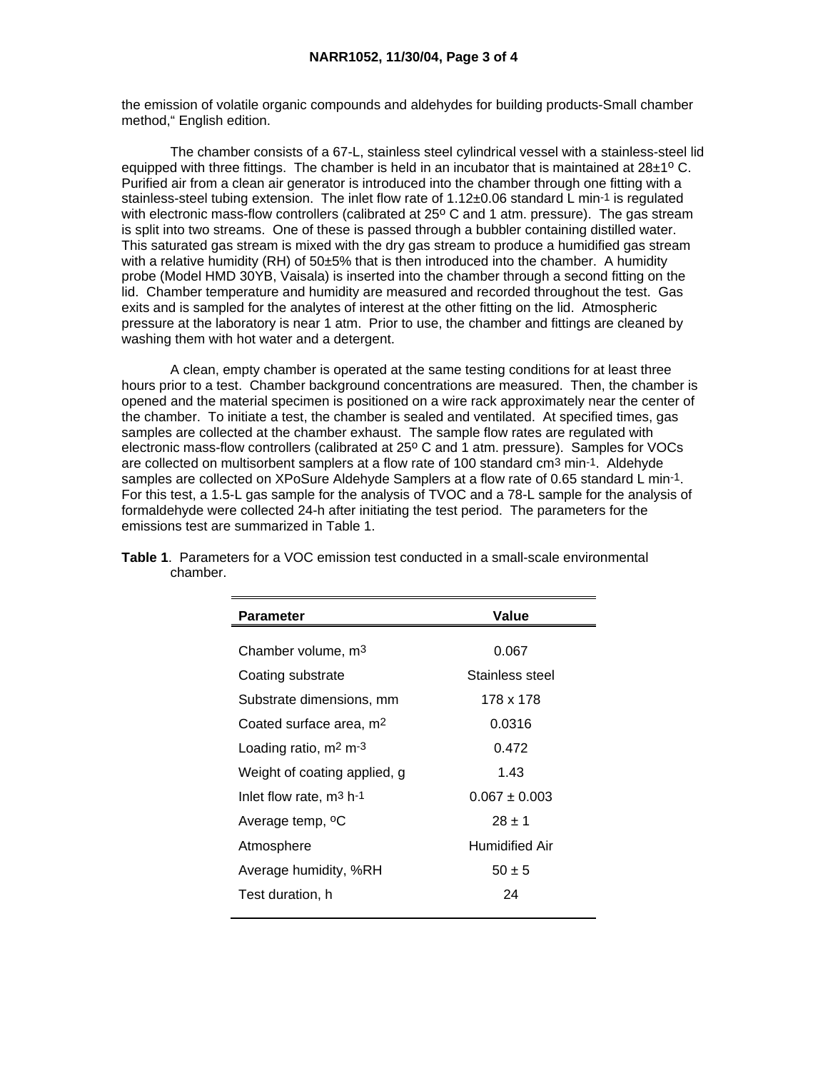the emission of volatile organic compounds and aldehydes for building products-Small chamber method," English edition.

The chamber consists of a 67-L, stainless steel cylindrical vessel with a stainless-steel lid equipped with three fittings. The chamber is held in an incubator that is maintained at 28±1º C. Purified air from a clean air generator is introduced into the chamber through one fitting with a stainless-steel tubing extension. The inlet flow rate of 1.12±0.06 standard L $min^{-1}$ is regulated with electronic mass-flow controllers (calibrated at 25º C and 1 atm. pressure). The gas stream is split into two streams. One of these is passed through a bubbler containing distilled water. This saturated gas stream is mixed with the dry gas stream to produce a humidified gas stream with a relative humidity (RH) of 50±5% that is then introduced into the chamber. A humidity probe (Model HMD 30YB, Vaisala) is inserted into the chamber through a second fitting on the lid. Chamber temperature and humidity are measured and recorded throughout the test. Gas exits and is sampled for the analytes of interest at the other fitting on the lid. Atmospheric pressure at the laboratory is near 1 atm. Prior to use, the chamber and fittings are cleaned by washing them with hot water and a detergent.

A clean, empty chamber is operated at the same testing conditions for at least three hours prior to a test. Chamber background concentrations are measured. Then, the chamber is opened and the material specimen is positioned on a wire rack approximately near the center of the chamber. To initiate a test, the chamber is sealed and ventilated. At specified times, gas samples are collected at the chamber exhaust. The sample flow rates are regulated with electronic mass-flow controllers (calibrated at 25º C and 1 atm. pressure). Samples for VOCs are collected on multisorbent samplers at a flow rate of 100 standard $cm^3$ $min^{-1}$. Aldehyde samples are collected on XPoSure Aldehyde Samplers at a flow rate of 0.65 standard L $min^{-1}$. For this test, a 1.5-L gas sample for the analysis of TVOC and a 78-L sample for the analysis of formaldehyde were collected 24-h after initiating the test period. The parameters for the emissions test are summarized in Table 1.

**Table 1**. Parameters for a VOC emission test conducted in a small-scale environmental chamber.

| Parameter | Value |
|---|---|
| Chamber volume, $m^3$ | 0.067 |
| Coating substrate | Stainless steel |
| Substrate dimensions, mm | 178 x 178 |
| Coated surface area, $m^2$ | 0.0316 |
| Loading ratio, $m^2$ $m^{-3}$ | 0.472 |
| Weight of coating applied, g | 1.43 |
| Inlet flow rate, $m^3$ $h^{-1}$ | 0.067 ± 0.003 |
| Average temp, ºC | 28 ± 1 |
| Atmosphere | Humidified Air |
| Average humidity, %RH | 50 ± 5 |
| Test duration, h | 24 |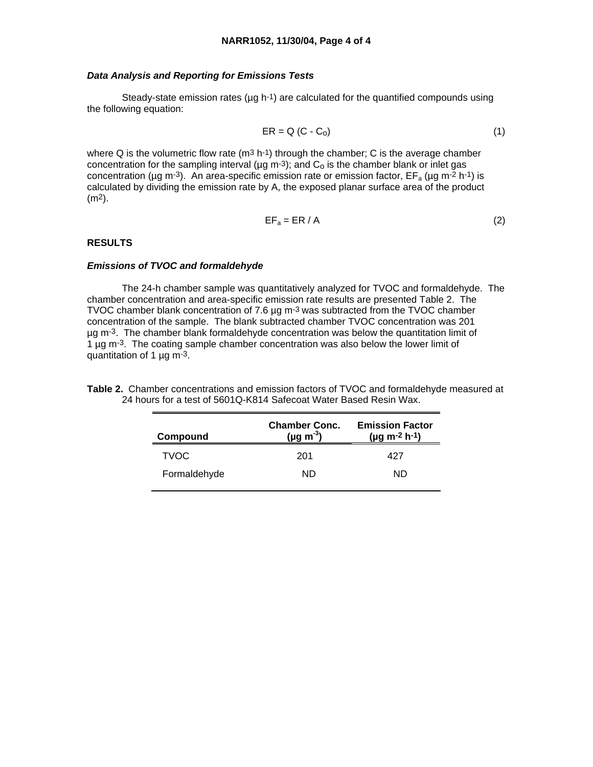### *Data Analysis and Reporting for Emissions Tests*

Steady-state emission rates (µg $h^{-1}$) are calculated for the quantified compounds using the following equation:

$$ER = Q\ (C - C_o) \qquad (1)$$

where Q is the volumetric flow rate ($m^3$ $h^{-1}$) through the chamber; C is the average chamber concentration for the sampling interval (µg $m^{-3}$); and $C_o$ is the chamber blank or inlet gas concentration (µg $m^{-3}$). An area-specific emission rate or emission factor, $EF_a$ (µg $m^{-2}$ $h^{-1}$) is calculated by dividing the emission rate by A, the exposed planar surface area of the product ($m^2$).

$$EF_a = ER\ /\ A \qquad (2)$$

## RESULTS

### *Emissions of TVOC and formaldehyde*

The 24-h chamber sample was quantitatively analyzed for TVOC and formaldehyde. The chamber concentration and area-specific emission rate results are presented Table 2. The TVOC chamber blank concentration of 7.6 µg $m^{-3}$ was subtracted from the TVOC chamber concentration of the sample. The blank subtracted chamber TVOC concentration was 201 µg $m^{-3}$. The chamber blank formaldehyde concentration was below the quantitation limit of 1 µg $m^{-3}$. The coating sample chamber concentration was also below the lower limit of quantitation of 1 µg $m^{-3}$.

**Table 2.** Chamber concentrations and emission factors of TVOC and formaldehyde measured at 24 hours for a test of 5601Q-K814 Safecoat Water Based Resin Wax.

| Compound | Chamber Conc. (µg $m^{-3}$) | Emission Factor (µg $m^{-2}$ $h^{-1}$) |
|---|---|---|
| TVOC | 201 | 427 |
| Formaldehyde | ND | ND |